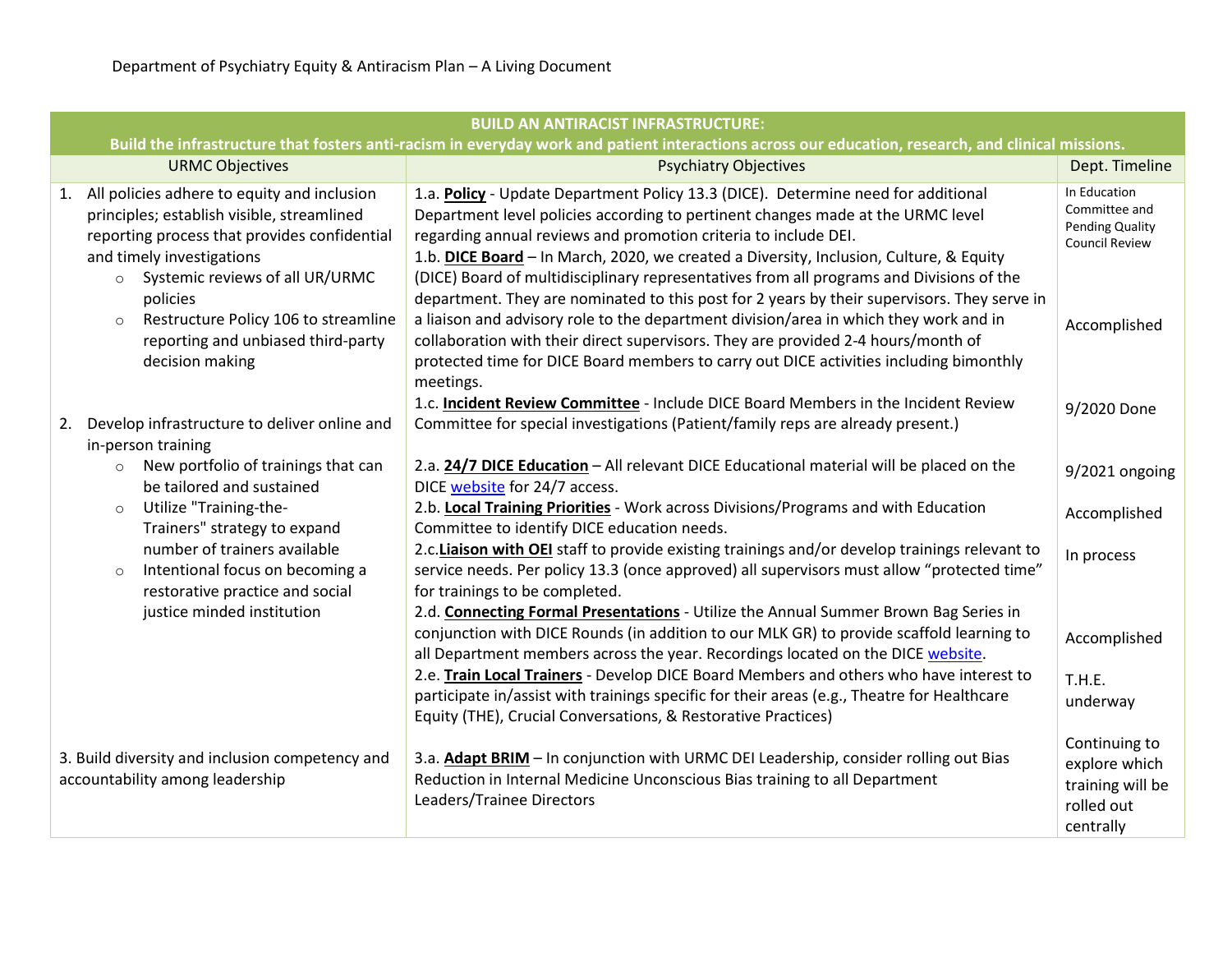Department of Psychiatry Equity & Antiracism Plan – A Living Document

| **BUILD AN ANTIRACIST INFRASTRUCTURE:** **Build the infrastructure that fosters anti-racism in everyday work and patient interactions across our education, research, and clinical missions.** | | |
|---|---|---|
| URMC Objectives | Psychiatry Objectives | Dept. Timeline |
| 1. All policies adhere to equity and inclusion principles; establish visible, streamlined reporting process that provides confidential and timely investigations<br>○ Systemic reviews of all UR/URMC policies<br>○ Restructure Policy 106 to streamline reporting and unbiased third-party decision making | 1.a. **Policy** - Update Department Policy 13.3 (DICE). Determine need for additional Department level policies according to pertinent changes made at the URMC level regarding annual reviews and promotion criteria to include DEI. | In Education Committee and Pending Quality Council Review |
| | 1.b. **DICE Board** – In March, 2020, we created a Diversity, Inclusion, Culture, & Equity (DICE) Board of multidisciplinary representatives from all programs and Divisions of the department. They are nominated to this post for 2 years by their supervisors. They serve in a liaison and advisory role to the department division/area in which they work and in collaboration with their direct supervisors. They are provided 2-4 hours/month of protected time for DICE Board members to carry out DICE activities including bimonthly meetings. | Accomplished |
| | 1.c. **Incident Review Committee** - Include DICE Board Members in the Incident Review Committee for special investigations (Patient/family reps are already present.) | 9/2020 Done |
| 2. Develop infrastructure to deliver online and in-person training<br>○ New portfolio of trainings that can be tailored and sustained<br>○ Utilize "Training-the-Trainers" strategy to expand number of trainers available<br>○ Intentional focus on becoming a restorative practice and social justice minded institution | 2.a. **24/7 DICE Education** – All relevant DICE Educational material will be placed on the DICE website for 24/7 access. | 9/2021 ongoing |
| | 2.b. **Local Training Priorities** - Work across Divisions/Programs and with Education Committee to identify DICE education needs. | Accomplished |
| | 2.c. **Liaison with OEI** staff to provide existing trainings and/or develop trainings relevant to service needs. Per policy 13.3 (once approved) all supervisors must allow "protected time" for trainings to be completed. | In process |
| | 2.d. **Connecting Formal Presentations** - Utilize the Annual Summer Brown Bag Series in conjunction with DICE Rounds (in addition to our MLK GR) to provide scaffold learning to all Department members across the year. Recordings located on the DICE website. | Accomplished |
| | 2.e. **Train Local Trainers** - Develop DICE Board Members and others who have interest to participate in/assist with trainings specific for their areas (e.g., Theatre for Healthcare Equity (THE), Crucial Conversations, & Restorative Practices) | T.H.E. underway |
| 3. Build diversity and inclusion competency and accountability among leadership | 3.a. **Adapt BRIM** – In conjunction with URMC DEI Leadership, consider rolling out Bias Reduction in Internal Medicine Unconscious Bias training to all Department Leaders/Trainee Directors | Continuing to explore which training will be rolled out centrally |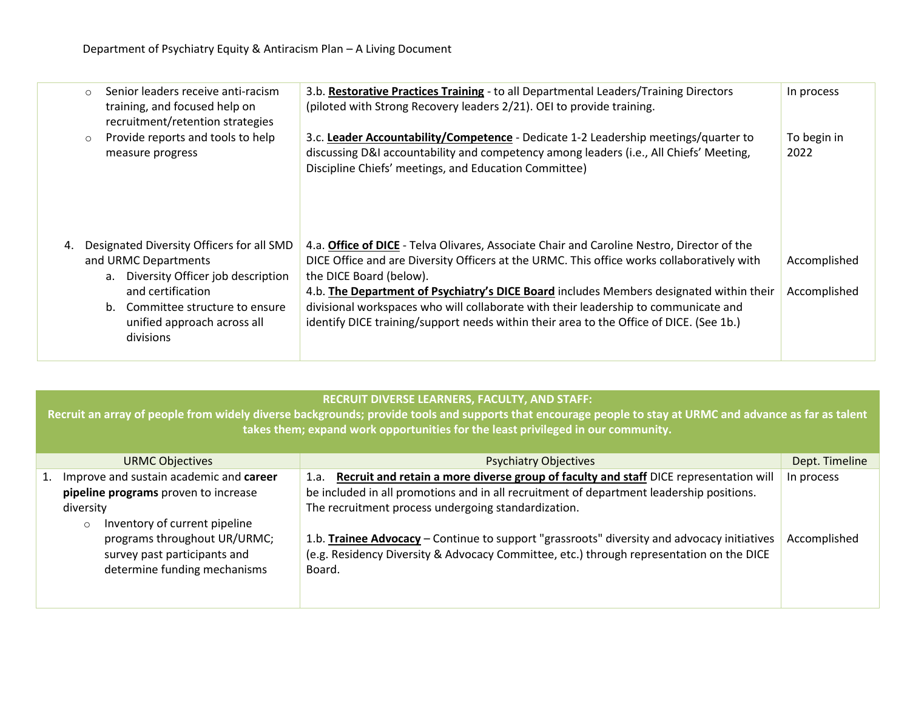| | | |
|---|---|---|
| ◦ Senior leaders receive anti-racism training, and focused help on recruitment/retention strategies<br>◦ Provide reports and tools to help measure progress | 3.b. **Restorative Practices Training** - to all Departmental Leaders/Training Directors (piloted with Strong Recovery leaders 2/21). OEI to provide training.<br><br>3.c. **Leader Accountability/Competence** - Dedicate 1-2 Leadership meetings/quarter to discussing D&I accountability and competency among leaders (i.e., All Chiefs' Meeting, Discipline Chiefs' meetings, and Education Committee) | In process<br><br>To begin in 2022 |
| 4. Designated Diversity Officers for all SMD and URMC Departments<br>a. Diversity Officer job description and certification<br>b. Committee structure to ensure unified approach across all divisions | 4.a. **Office of DICE** - Telva Olivares, Associate Chair and Caroline Nestro, Director of the DICE Office and are Diversity Officers at the URMC. This office works collaboratively with the DICE Board (below).<br>4.b. **The Department of Psychiatry's DICE Board** includes Members designated within their divisional workspaces who will collaborate with their leadership to communicate and identify DICE training/support needs within their area to the Office of DICE. (See 1b.) | Accomplished<br><br>Accomplished |

**RECRUIT DIVERSE LEARNERS, FACULTY, AND STAFF:**
**Recruit an array of people from widely diverse backgrounds; provide tools and supports that encourage people to stay at URMC and advance as far as talent takes them; expand work opportunities for the least privileged in our community.**

| URMC Objectives | Psychiatry Objectives | Dept. Timeline |
|---|---|---|
| 1. Improve and sustain academic and **career pipeline programs** proven to increase diversity<br>◦ Inventory of current pipeline programs throughout UR/URMC; survey past participants and determine funding mechanisms | 1.a. **Recruit and retain a more diverse group of faculty and staff** DICE representation will be included in all promotions and in all recruitment of department leadership positions. The recruitment process undergoing standardization.<br><br>1.b. **Trainee Advocacy** – Continue to support "grassroots" diversity and advocacy initiatives (e.g. Residency Diversity & Advocacy Committee, etc.) through representation on the DICE Board. | In process<br><br>Accomplished |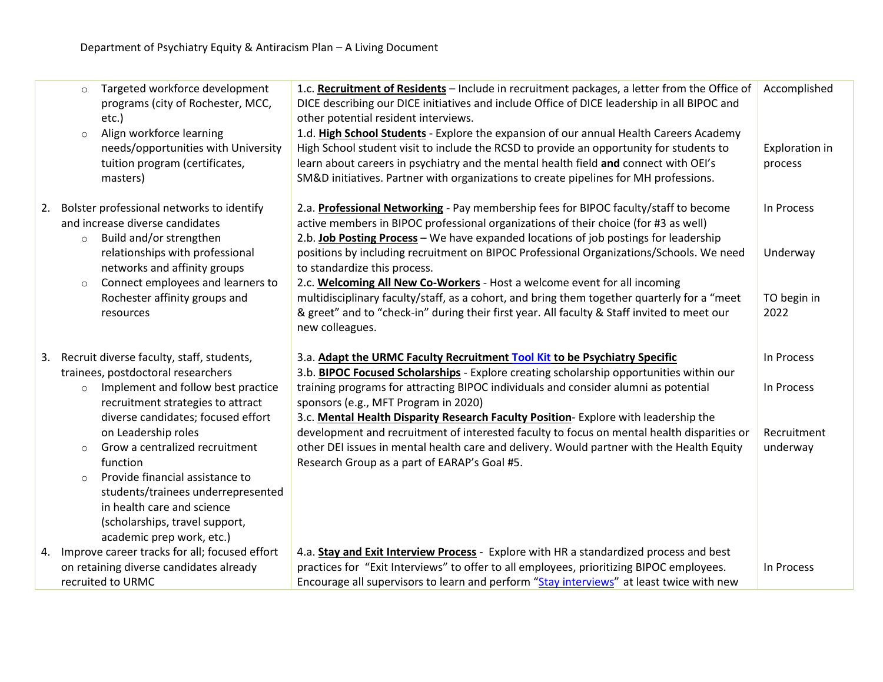| Goal | Action | Status |
|---|---|---|
| ○ Targeted workforce development programs (city of Rochester, MCC, etc.)<br>○ Align workforce learning needs/opportunities with University tuition program (certificates, masters) | 1.c. **Recruitment of Residents** – Include in recruitment packages, a letter from the Office of DICE describing our DICE initiatives and include Office of DICE leadership in all BIPOC and other potential resident interviews.<br>1.d. **High School Students** - Explore the expansion of our annual Health Careers Academy High School student visit to include the RCSD to provide an opportunity for students to learn about careers in psychiatry and the mental health field **and** connect with OEI's SM&D initiatives. Partner with organizations to create pipelines for MH professions. | Accomplished<br><br>Exploration in process |
| 2. Bolster professional networks to identify and increase diverse candidates<br>○ Build and/or strengthen relationships with professional networks and affinity groups<br>○ Connect employees and learners to Rochester affinity groups and resources | 2.a. **Professional Networking** - Pay membership fees for BIPOC faculty/staff to become active members in BIPOC professional organizations of their choice (for #3 as well)<br>2.b. **Job Posting Process** – We have expanded locations of job postings for leadership positions by including recruitment on BIPOC Professional Organizations/Schools. We need to standardize this process.<br>2.c. **Welcoming All New Co-Workers** - Host a welcome event for all incoming multidisciplinary faculty/staff, as a cohort, and bring them together quarterly for a "meet & greet" and to "check-in" during their first year. All faculty & Staff invited to meet our new colleagues. | In Process<br><br>Underway<br><br>TO begin in 2022 |
| 3. Recruit diverse faculty, staff, students, trainees, postdoctoral researchers<br>○ Implement and follow best practice recruitment strategies to attract diverse candidates; focused effort on Leadership roles<br>○ Grow a centralized recruitment function<br>○ Provide financial assistance to students/trainees underrepresented in health care and science (scholarships, travel support, academic prep work, etc.) | 3.a. **Adapt the URMC Faculty Recruitment Tool Kit to be Psychiatry Specific**<br>3.b. **BIPOC Focused Scholarships** - Explore creating scholarship opportunities within our training programs for attracting BIPOC individuals and consider alumni as potential sponsors (e.g., MFT Program in 2020)<br>3.c. **Mental Health Disparity Research Faculty Position**- Explore with leadership the development and recruitment of interested faculty to focus on mental health disparities or other DEI issues in mental health care and delivery. Would partner with the Health Equity Research Group as a part of EARAP's Goal #5. | In Process<br><br>In Process<br><br>Recruitment underway |
| 4. Improve career tracks for all; focused effort on retaining diverse candidates already recruited to URMC | 4.a. **Stay and Exit Interview Process** - Explore with HR a standardized process and best practices for "Exit Interviews" to offer to all employees, prioritizing BIPOC employees. Encourage all supervisors to learn and perform "Stay interviews" at least twice with new | In Process |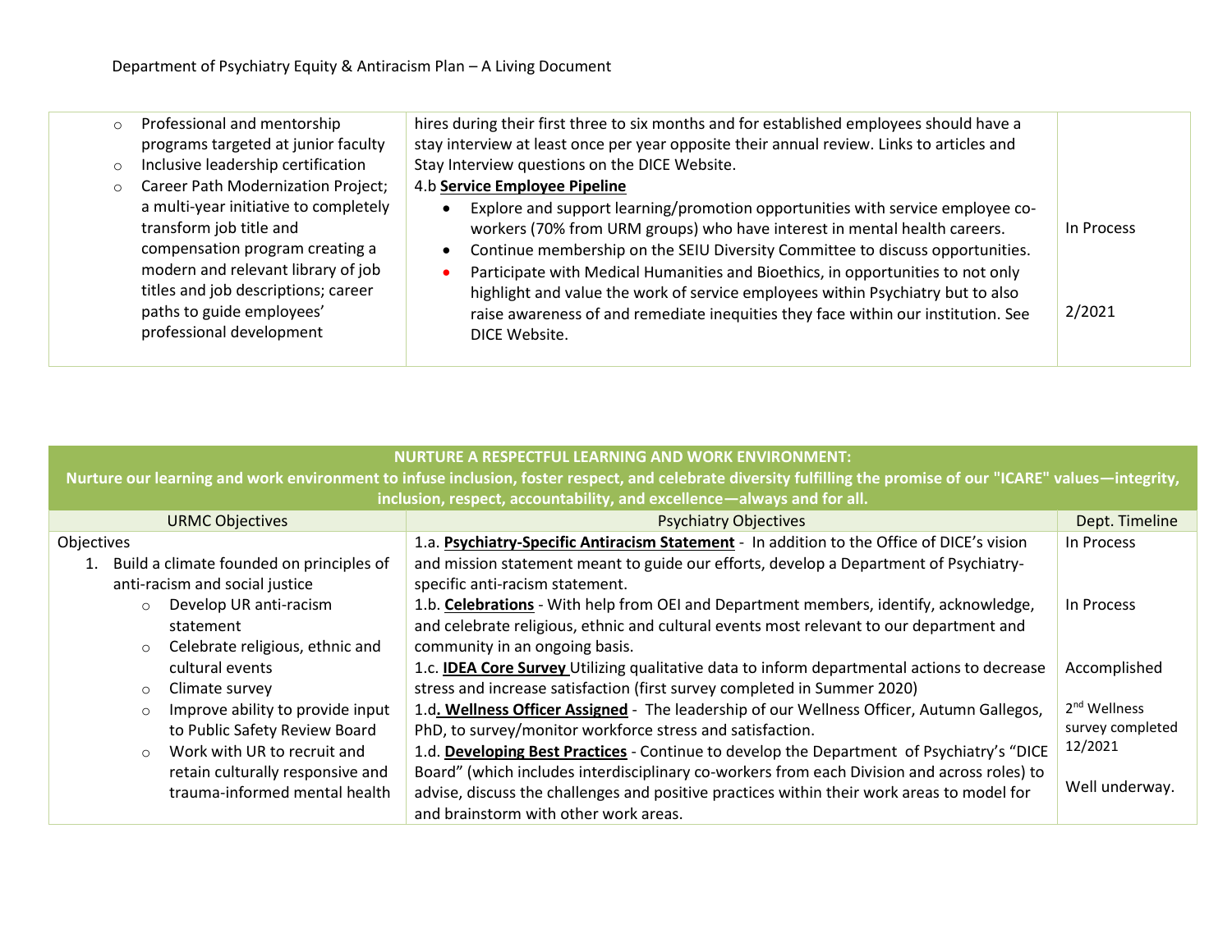| | | |
|---|---|---|
| <ul><li>Professional and mentorship programs targeted at junior faculty</li><li>Inclusive leadership certification</li><li>Career Path Modernization Project; a multi-year initiative to completely transform job title and compensation program creating a modern and relevant library of job titles and job descriptions; career paths to guide employees' professional development</li></ul> | hires during their first three to six months and for established employees should have a stay interview at least once per year opposite their annual review. Links to articles and Stay Interview questions on the DICE Website.<br>4.b **Service Employee Pipeline**<ul><li>Explore and support learning/promotion opportunities with service employee co-workers (70% from URM groups) who have interest in mental health careers.</li><li>Continue membership on the SEIU Diversity Committee to discuss opportunities.</li><li>Participate with Medical Humanities and Bioethics, in opportunities to not only highlight and value the work of service employees within Psychiatry but to also raise awareness of and remediate inequities they face within our institution. See DICE Website.</li></ul> | In Process<br><br>2/2021 |

| **NURTURE A RESPECTFUL LEARNING AND WORK ENVIRONMENT:**<br>**Nurture our learning and work environment to infuse inclusion, foster respect, and celebrate diversity fulfilling the promise of our "ICARE" values—integrity, inclusion, respect, accountability, and excellence—always and for all.** | | |
|---|---|---|
| URMC Objectives | Psychiatry Objectives | Dept. Timeline |
| Objectives<br>1. Build a climate founded on principles of anti-racism and social justice<ul><li>Develop UR anti-racism statement</li><li>Celebrate religious, ethnic and cultural events</li><li>Climate survey</li><li>Improve ability to provide input to Public Safety Review Board</li><li>Work with UR to recruit and retain culturally responsive and trauma-informed mental health</li></ul> | 1.a. **Psychiatry-Specific Antiracism Statement** - In addition to the Office of DICE's vision and mission statement meant to guide our efforts, develop a Department of Psychiatry-specific anti-racism statement.<br>1.b. **Celebrations** - With help from OEI and Department members, identify, acknowledge, and celebrate religious, ethnic and cultural events most relevant to our department and community in an ongoing basis.<br>1.c. **IDEA Core Survey** Utilizing qualitative data to inform departmental actions to decrease stress and increase satisfaction (first survey completed in Summer 2020)<br>1.d**. Wellness Officer Assigned** - The leadership of our Wellness Officer, Autumn Gallegos, PhD, to survey/monitor workforce stress and satisfaction.<br>1.d. **Developing Best Practices** - Continue to develop the Department of Psychiatry's "DICE Board" (which includes interdisciplinary co-workers from each Division and across roles) to advise, discuss the challenges and positive practices within their work areas to model for and brainstorm with other work areas. | In Process<br><br>In Process<br><br>Accomplished<br><br>2nd Wellness survey completed 12/2021<br><br>Well underway. |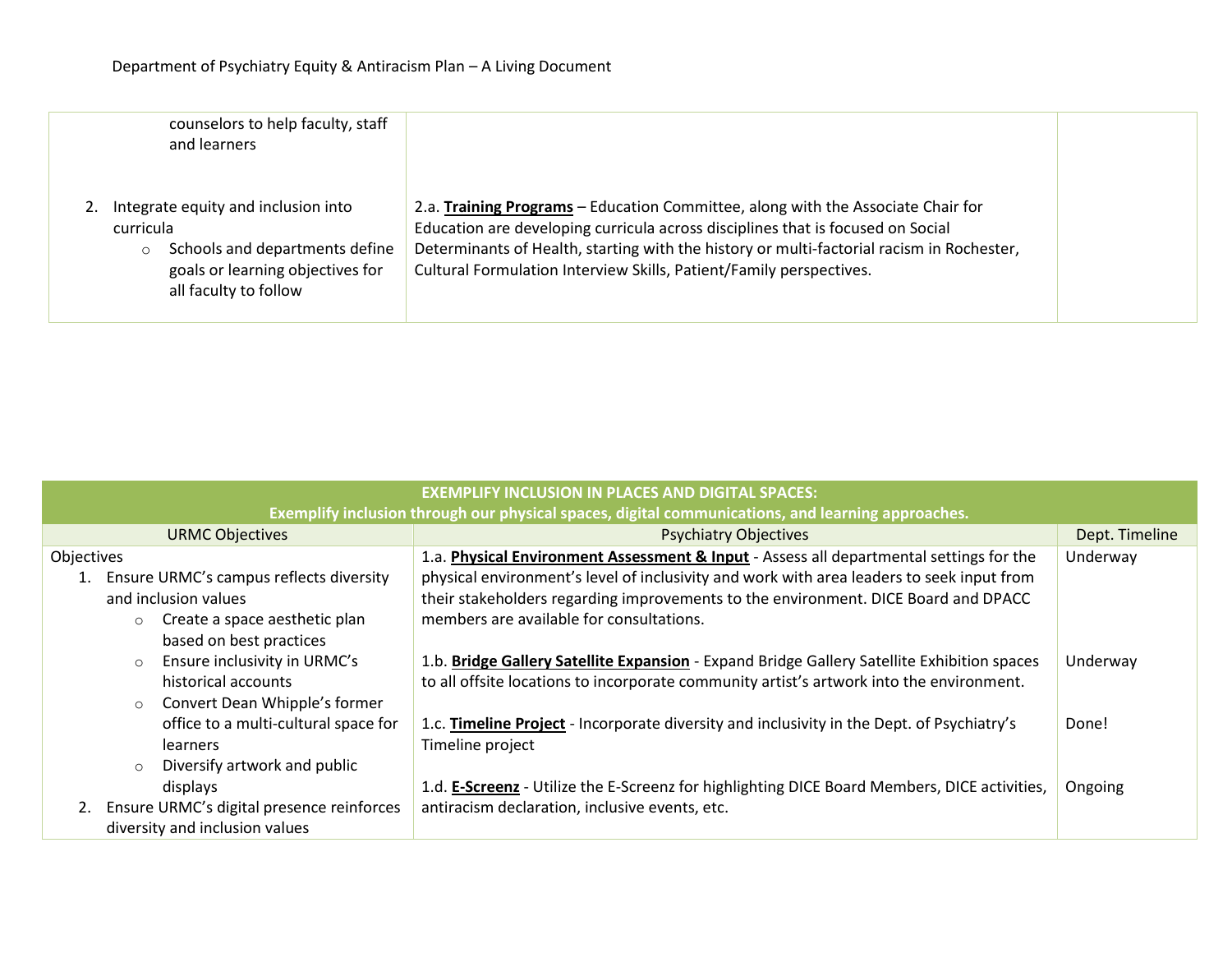| | | |
|---|---|---|
| counselors to help faculty, staff and learners<br><br>2. Integrate equity and inclusion into curricula<br>   ○ Schools and departments define goals or learning objectives for all faculty to follow | <br><br>2.a. **Training Programs** – Education Committee, along with the Associate Chair for Education are developing curricula across disciplines that is focused on Social Determinants of Health, starting with the history or multi-factorial racism in Rochester, Cultural Formulation Interview Skills, Patient/Family perspectives. | |

| **EXEMPLIFY INCLUSION IN PLACES AND DIGITAL SPACES:**<br>**Exemplify inclusion through our physical spaces, digital communications, and learning approaches.** | | |
|---|---|---|
| URMC Objectives | Psychiatry Objectives | Dept. Timeline |
| Objectives<br>1. Ensure URMC's campus reflects diversity and inclusion values<br>   ○ Create a space aesthetic plan based on best practices<br>   ○ Ensure inclusivity in URMC's historical accounts<br>   ○ Convert Dean Whipple's former office to a multi-cultural space for learners<br>   ○ Diversify artwork and public displays<br>2. Ensure URMC's digital presence reinforces diversity and inclusion values | 1.a. **Physical Environment Assessment & Input** - Assess all departmental settings for the physical environment's level of inclusivity and work with area leaders to seek input from their stakeholders regarding improvements to the environment. DICE Board and DPACC members are available for consultations. | Underway |
| | 1.b. **Bridge Gallery Satellite Expansion** - Expand Bridge Gallery Satellite Exhibition spaces to all offsite locations to incorporate community artist's artwork into the environment. | Underway |
| | 1.c. **Timeline Project** - Incorporate diversity and inclusivity in the Dept. of Psychiatry's Timeline project | Done! |
| | 1.d. **E-Screenz** - Utilize the E-Screenz for highlighting DICE Board Members, DICE activities, antiracism declaration, inclusive events, etc. | Ongoing |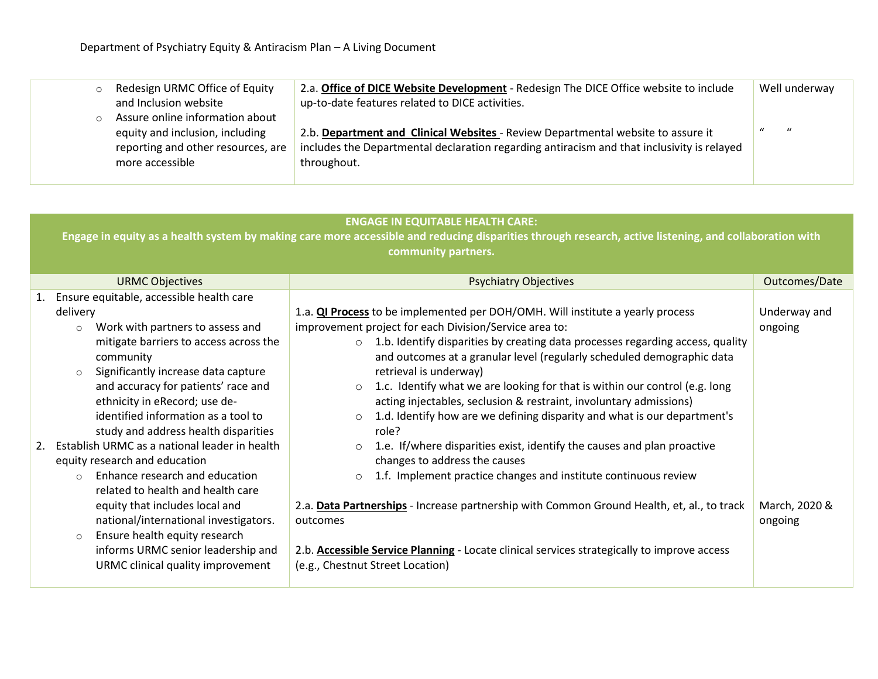| | | |
|---|---|---|
| ○ Redesign URMC Office of Equity and Inclusion website<br>○ Assure online information about equity and inclusion, including reporting and other resources, are more accessible | 2.a. **Office of DICE Website Development** - Redesign The DICE Office website to include up-to-date features related to DICE activities.<br><br>2.b. **Department and Clinical Websites** - Review Departmental website to assure it includes the Departmental declaration regarding antiracism and that inclusivity is relayed throughout. | Well underway<br><br>" " |

**ENGAGE IN EQUITABLE HEALTH CARE:**
**Engage in equity as a health system by making care more accessible and reducing disparities through research, active listening, and collaboration with community partners.**

| URMC Objectives | Psychiatry Objectives | Outcomes/Date |
|---|---|---|
| 1. Ensure equitable, accessible health care delivery<br>○ Work with partners to assess and mitigate barriers to access across the community<br>○ Significantly increase data capture and accuracy for patients' race and ethnicity in eRecord; use de-identified information as a tool to study and address health disparities | 1.a. **QI Process** to be implemented per DOH/OMH. Will institute a yearly process improvement project for each Division/Service area to:<br>○ 1.b. Identify disparities by creating data processes regarding access, quality and outcomes at a granular level (regularly scheduled demographic data retrieval is underway)<br>○ 1.c. Identify what we are looking for that is within our control (e.g. long acting injectables, seclusion & restraint, involuntary admissions)<br>○ 1.d. Identify how are we defining disparity and what is our department's role?<br>○ 1.e. If/where disparities exist, identify the causes and plan proactive changes to address the causes<br>○ 1.f. Implement practice changes and institute continuous review | Underway and ongoing |
| 2. Establish URMC as a national leader in health equity research and education<br>○ Enhance research and education related to health and health care equity that includes local and national/international investigators.<br>○ Ensure health equity research informs URMC senior leadership and URMC clinical quality improvement | 2.a. **Data Partnerships** - Increase partnership with Common Ground Health, et, al., to track outcomes<br><br>2.b. **Accessible Service Planning** - Locate clinical services strategically to improve access (e.g., Chestnut Street Location) | March, 2020 & ongoing |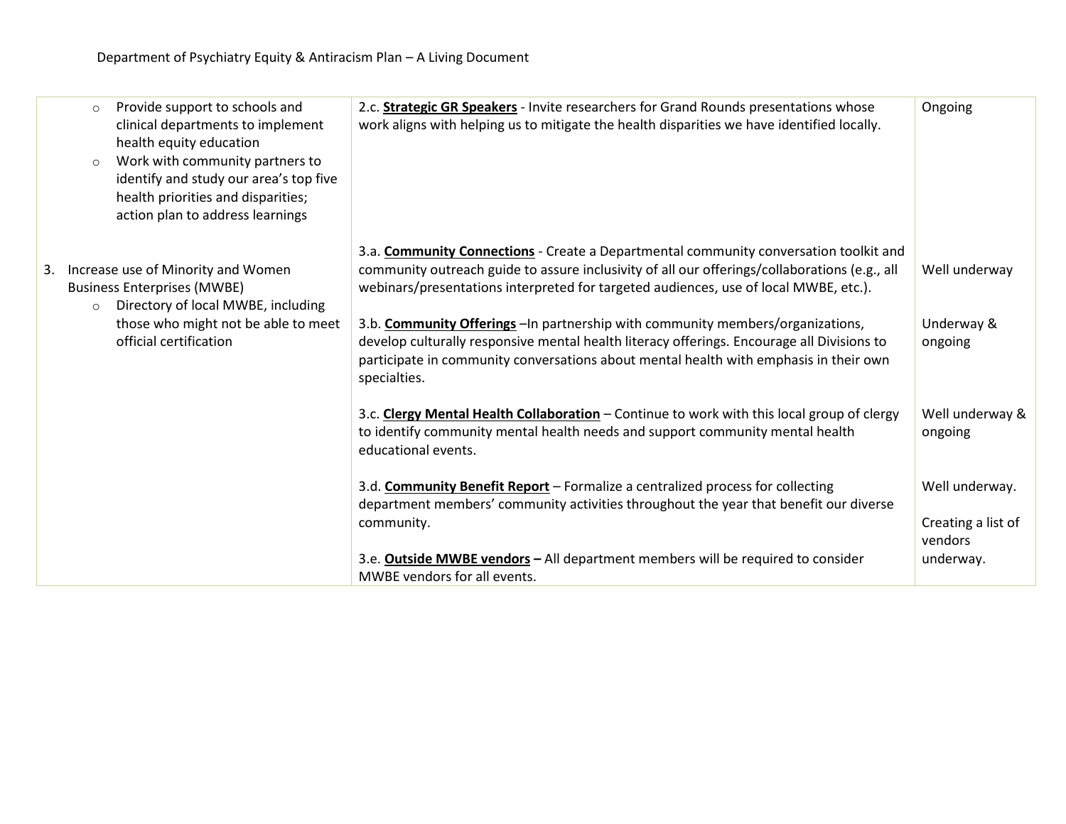| | | |
|---|---|---|
| <ul><li>Provide support to schools and clinical departments to implement health equity education</li><li>Work with community partners to identify and study our area's top five health priorities and disparities; action plan to address learnings</li></ul> | 2.c. **Strategic GR Speakers** - Invite researchers for Grand Rounds presentations whose work aligns with helping us to mitigate the health disparities we have identified locally. | Ongoing |
| 3. Increase use of Minority and Women Business Enterprises (MWBE)<ul><li>Directory of local MWBE, including those who might not be able to meet official certification</li></ul> | 3.a. **Community Connections** - Create a Departmental community conversation toolkit and community outreach guide to assure inclusivity of all our offerings/collaborations (e.g., all webinars/presentations interpreted for targeted audiences, use of local MWBE, etc.). | Well underway |
| | 3.b. **Community Offerings** –In partnership with community members/organizations, develop culturally responsive mental health literacy offerings. Encourage all Divisions to participate in community conversations about mental health with emphasis in their own specialties. | Underway & ongoing |
| | 3.c. **Clergy Mental Health Collaboration** – Continue to work with this local group of clergy to identify community mental health needs and support community mental health educational events. | Well underway & ongoing |
| | 3.d. **Community Benefit Report** – Formalize a centralized process for collecting department members' community activities throughout the year that benefit our diverse community. | Well underway. |
| | 3.e. **Outside MWBE vendors –** All department members will be required to consider MWBE vendors for all events. | Creating a list of vendors underway. |